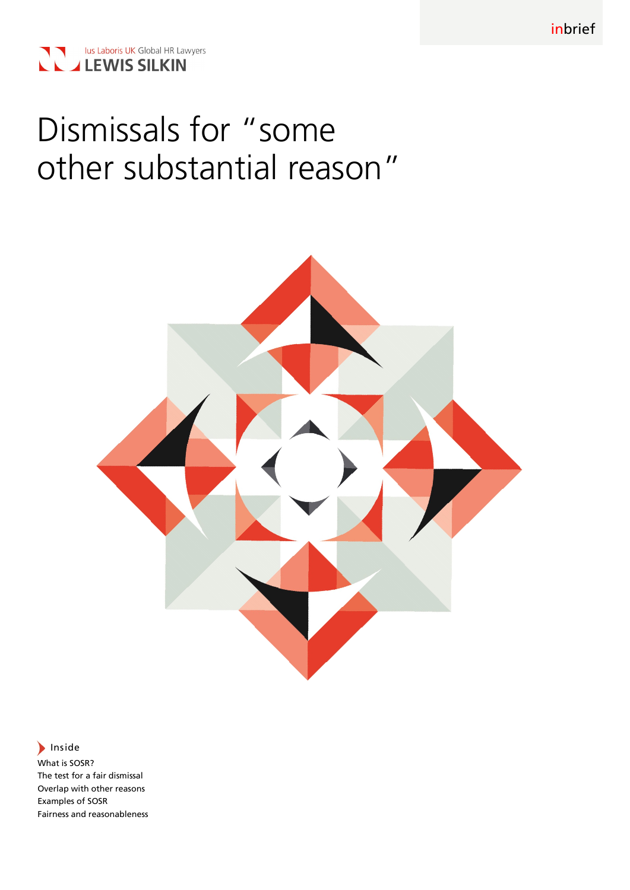inbrief

Ius Laboris UK Global HR Lawyers
LEWIS SILKIN

# Dismissals for "some other substantial reason"

Inside

What is SOSR?
The test for a fair dismissal
Overlap with other reasons
Examples of SOSR
Fairness and reasonableness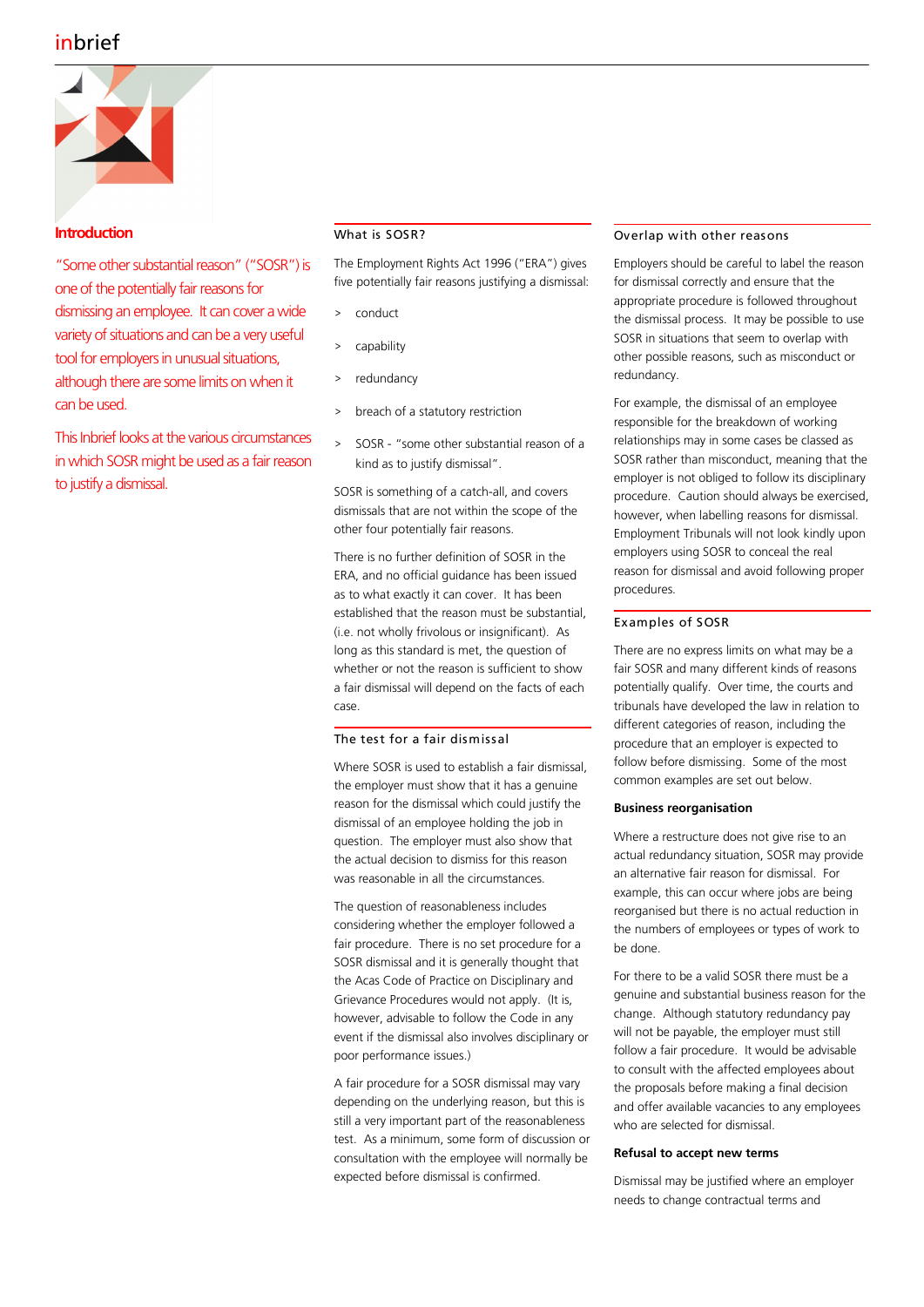## Introduction

"Some other substantial reason" ("SOSR") is one of the potentially fair reasons for dismissing an employee. It can cover a wide variety of situations and can be a very useful tool for employers in unusual situations, although there are some limits on when it can be used.

This Inbrief looks at the various circumstances in which SOSR might be used as a fair reason to justify a dismissal.

## What is SOSR?

The Employment Rights Act 1996 ("ERA") gives five potentially fair reasons justifying a dismissal:

- conduct
- capability
- redundancy
- breach of a statutory restriction
- SOSR - "some other substantial reason of a kind as to justify dismissal".

SOSR is something of a catch-all, and covers dismissals that are not within the scope of the other four potentially fair reasons.

There is no further definition of SOSR in the ERA, and no official guidance has been issued as to what exactly it can cover. It has been established that the reason must be substantial, (i.e. not wholly frivolous or insignificant). As long as this standard is met, the question of whether or not the reason is sufficient to show a fair dismissal will depend on the facts of each case.

## The test for a fair dismissal

Where SOSR is used to establish a fair dismissal, the employer must show that it has a genuine reason for the dismissal which could justify the dismissal of an employee holding the job in question. The employer must also show that the actual decision to dismiss for this reason was reasonable in all the circumstances.

The question of reasonableness includes considering whether the employer followed a fair procedure. There is no set procedure for a SOSR dismissal and it is generally thought that the Acas Code of Practice on Disciplinary and Grievance Procedures would not apply. (It is, however, advisable to follow the Code in any event if the dismissal also involves disciplinary or poor performance issues.)

A fair procedure for a SOSR dismissal may vary depending on the underlying reason, but this is still a very important part of the reasonableness test. As a minimum, some form of discussion or consultation with the employee will normally be expected before dismissal is confirmed.

## Overlap with other reasons

Employers should be careful to label the reason for dismissal correctly and ensure that the appropriate procedure is followed throughout the dismissal process. It may be possible to use SOSR in situations that seem to overlap with other possible reasons, such as misconduct or redundancy.

For example, the dismissal of an employee responsible for the breakdown of working relationships may in some cases be classed as SOSR rather than misconduct, meaning that the employer is not obliged to follow its disciplinary procedure. Caution should always be exercised, however, when labelling reasons for dismissal. Employment Tribunals will not look kindly upon employers using SOSR to conceal the real reason for dismissal and avoid following proper procedures.

## Examples of SOSR

There are no express limits on what may be a fair SOSR and many different kinds of reasons potentially qualify. Over time, the courts and tribunals have developed the law in relation to different categories of reason, including the procedure that an employer is expected to follow before dismissing. Some of the most common examples are set out below.

### Business reorganisation

Where a restructure does not give rise to an actual redundancy situation, SOSR may provide an alternative fair reason for dismissal. For example, this can occur where jobs are being reorganised but there is no actual reduction in the numbers of employees or types of work to be done.

For there to be a valid SOSR there must be a genuine and substantial business reason for the change. Although statutory redundancy pay will not be payable, the employer must still follow a fair procedure. It would be advisable to consult with the affected employees about the proposals before making a final decision and offer available vacancies to any employees who are selected for dismissal.

### Refusal to accept new terms

Dismissal may be justified where an employer needs to change contractual terms and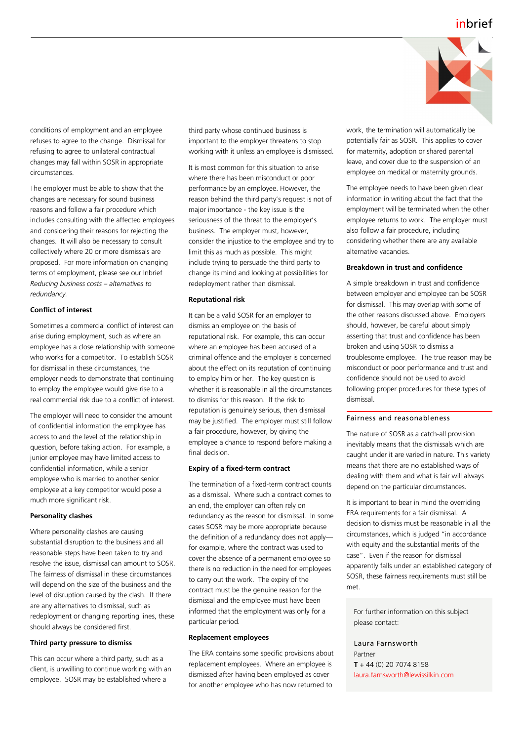conditions of employment and an employee refuses to agree to the change. Dismissal for refusing to agree to unilateral contractual changes may fall within SOSR in appropriate circumstances.

The employer must be able to show that the changes are necessary for sound business reasons and follow a fair procedure which includes consulting with the affected employees and considering their reasons for rejecting the changes. It will also be necessary to consult collectively where 20 or more dismissals are proposed. For more information on changing terms of employment, please see our Inbrief *Reducing business costs – alternatives to redundancy*.

**Conflict of interest**

Sometimes a commercial conflict of interest can arise during employment, such as where an employee has a close relationship with someone who works for a competitor. To establish SOSR for dismissal in these circumstances, the employer needs to demonstrate that continuing to employ the employee would give rise to a real commercial risk due to a conflict of interest.

The employer will need to consider the amount of confidential information the employee has access to and the level of the relationship in question, before taking action. For example, a junior employee may have limited access to confidential information, while a senior employee who is married to another senior employee at a key competitor would pose a much more significant risk.

**Personality clashes**

Where personality clashes are causing substantial disruption to the business and all reasonable steps have been taken to try and resolve the issue, dismissal can amount to SOSR. The fairness of dismissal in these circumstances will depend on the size of the business and the level of disruption caused by the clash. If there are any alternatives to dismissal, such as redeployment or changing reporting lines, these should always be considered first.

**Third party pressure to dismiss**

This can occur where a third party, such as a client, is unwilling to continue working with an employee. SOSR may be established where a third party whose continued business is important to the employer threatens to stop working with it unless an employee is dismissed.

It is most common for this situation to arise where there has been misconduct or poor performance by an employee. However, the reason behind the third party's request is not of major importance - the key issue is the seriousness of the threat to the employer's business. The employer must, however, consider the injustice to the employee and try to limit this as much as possible. This might include trying to persuade the third party to change its mind and looking at possibilities for redeployment rather than dismissal.

**Reputational risk**

It can be a valid SOSR for an employer to dismiss an employee on the basis of reputational risk. For example, this can occur where an employee has been accused of a criminal offence and the employer is concerned about the effect on its reputation of continuing to employ him or her. The key question is whether it is reasonable in all the circumstances to dismiss for this reason. If the risk to reputation is genuinely serious, then dismissal may be justified. The employer must still follow a fair procedure, however, by giving the employee a chance to respond before making a final decision.

**Expiry of a fixed-term contract**

The termination of a fixed-term contract counts as a dismissal. Where such a contract comes to an end, the employer can often rely on redundancy as the reason for dismissal. In some cases SOSR may be more appropriate because the definition of a redundancy does not apply—for example, where the contract was used to cover the absence of a permanent employee so there is no reduction in the need for employees to carry out the work. The expiry of the contract must be the genuine reason for the dismissal and the employee must have been informed that the employment was only for a particular period.

**Replacement employees**

The ERA contains some specific provisions about replacement employees. Where an employee is dismissed after having been employed as cover for another employee who has now returned to work, the termination will automatically be potentially fair as SOSR. This applies to cover for maternity, adoption or shared parental leave, and cover due to the suspension of an employee on medical or maternity grounds.

The employee needs to have been given clear information in writing about the fact that the employment will be terminated when the other employee returns to work. The employer must also follow a fair procedure, including considering whether there are any available alternative vacancies.

**Breakdown in trust and confidence**

A simple breakdown in trust and confidence between employer and employee can be SOSR for dismissal. This may overlap with some of the other reasons discussed above. Employers should, however, be careful about simply asserting that trust and confidence has been broken and using SOSR to dismiss a troublesome employee. The true reason may be misconduct or poor performance and trust and confidence should not be used to avoid following proper procedures for these types of dismissal.

## Fairness and reasonableness

The nature of SOSR as a catch-all provision inevitably means that the dismissals which are caught under it are varied in nature. This variety means that there are no established ways of dealing with them and what is fair will always depend on the particular circumstances.

It is important to bear in mind the overriding ERA requirements for a fair dismissal. A decision to dismiss must be reasonable in all the circumstances, which is judged "in accordance with equity and the substantial merits of the case". Even if the reason for dismissal apparently falls under an established category of SOSR, these fairness requirements must still be met.

For further information on this subject please contact:

Laura Farnsworth
Partner
**T** + 44 (0) 20 7074 8158
laura.farnsworth@lewissilkin.com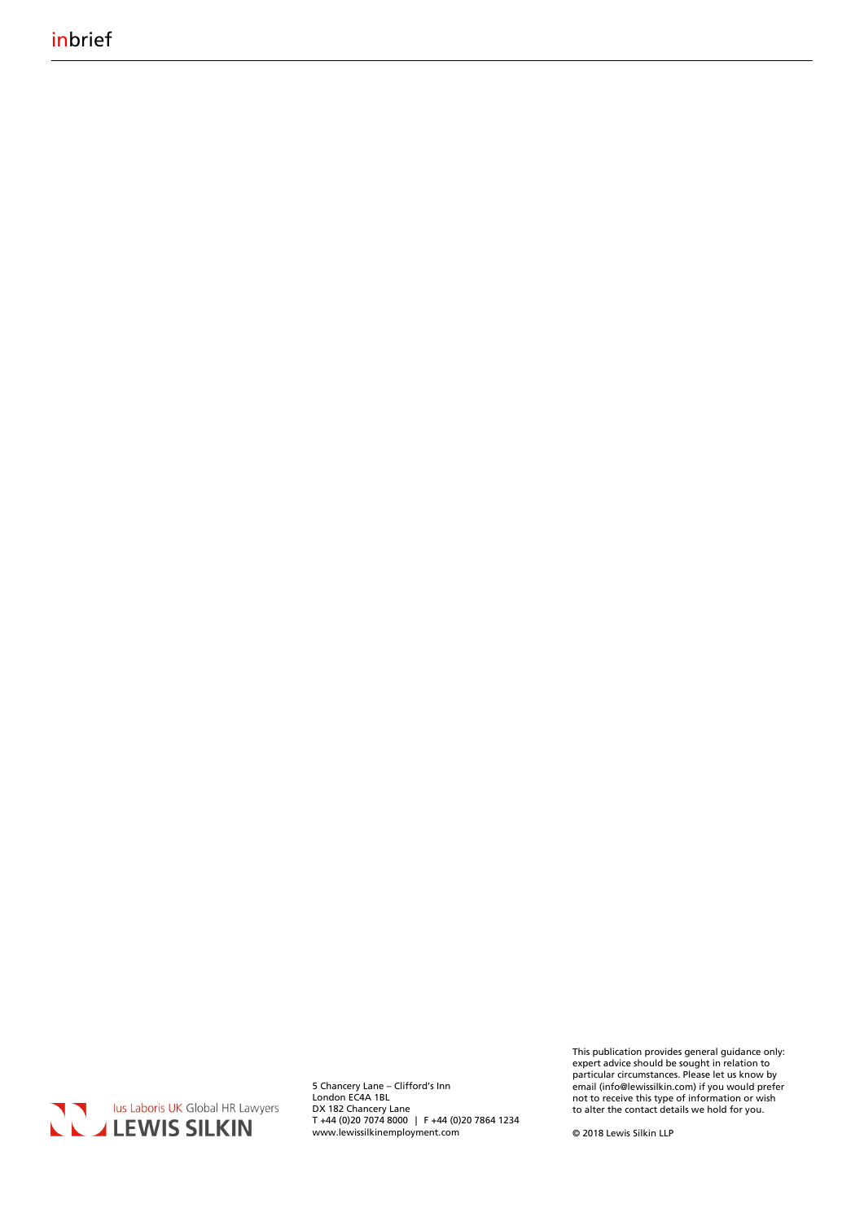Ius Laboris UK Global HR Lawyers
LEWIS SILKIN

5 Chancery Lane – Clifford's Inn
London EC4A 1BL
DX 182 Chancery Lane
T +44 (0)20 7074 8000 | F +44 (0)20 7864 1234
www.lewissilkinemployment.com

This publication provides general guidance only: expert advice should be sought in relation to particular circumstances. Please let us know by email (info@lewissilkin.com) if you would prefer not to receive this type of information or wish to alter the contact details we hold for you.

© 2018 Lewis Silkin LLP